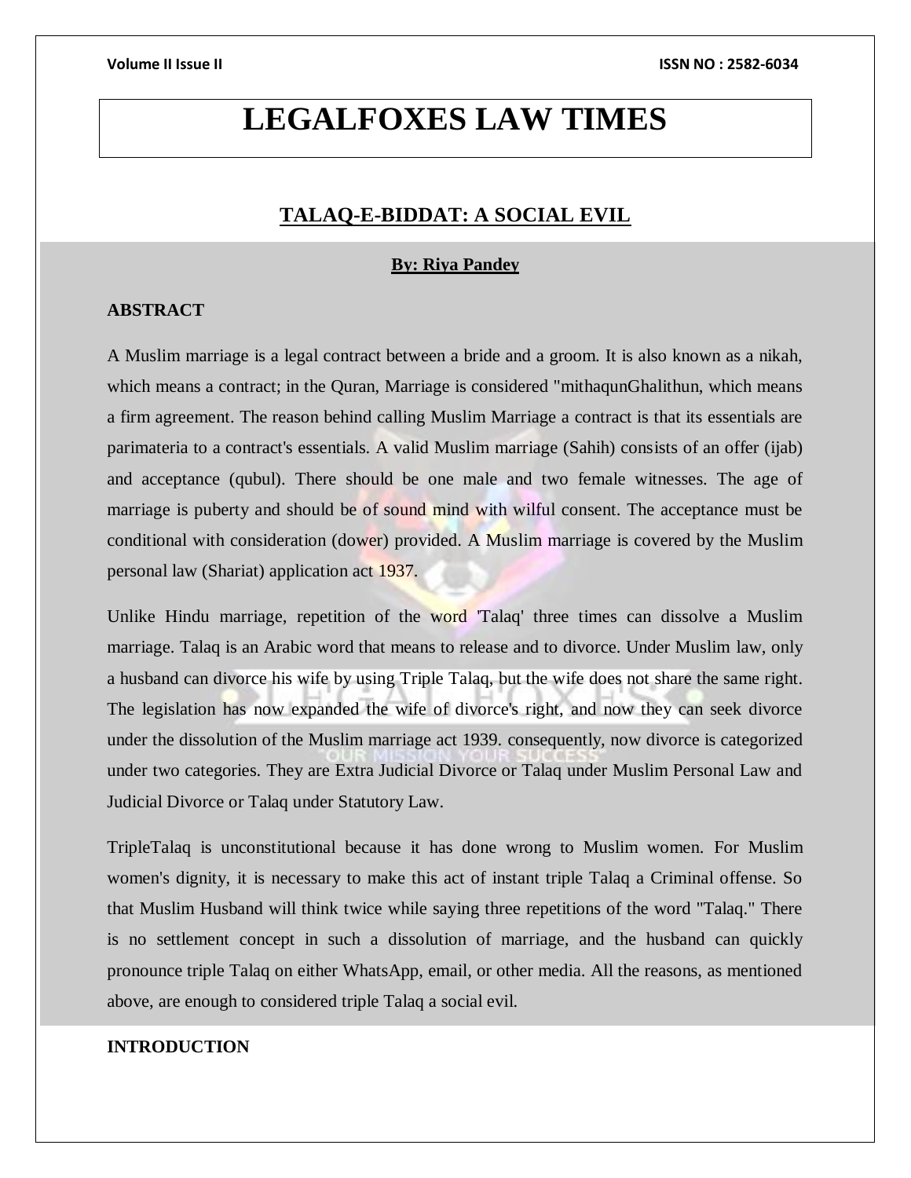# LEGALFOXES LAW TIMES

## TALAQ-E-BIDDAT: A SOCIAL EVIL

**By: Riya Pandey**

### ABSTRACT

A Muslim marriage is a legal contract between a bride and a groom. It is also known as a nikah, which means a contract; in the Quran, Marriage is considered "mithaqunGhalithun, which means a firm agreement. The reason behind calling Muslim Marriage a contract is that its essentials are parimateria to a contract's essentials. A valid Muslim marriage (Sahih) consists of an offer (ijab) and acceptance (qubul). There should be one male and two female witnesses. The age of marriage is puberty and should be of sound mind with wilful consent. The acceptance must be conditional with consideration (dower) provided. A Muslim marriage is covered by the Muslim personal law (Shariat) application act 1937.

Unlike Hindu marriage, repetition of the word 'Talaq' three times can dissolve a Muslim marriage. Talaq is an Arabic word that means to release and to divorce. Under Muslim law, only a husband can divorce his wife by using Triple Talaq, but the wife does not share the same right. The legislation has now expanded the wife of divorce's right, and now they can seek divorce under the dissolution of the Muslim marriage act 1939. consequently, now divorce is categorized under two categories. They are Extra Judicial Divorce or Talaq under Muslim Personal Law and Judicial Divorce or Talaq under Statutory Law.

TripleTalaq is unconstitutional because it has done wrong to Muslim women. For Muslim women's dignity, it is necessary to make this act of instant triple Talaq a Criminal offense. So that Muslim Husband will think twice while saying three repetitions of the word "Talaq." There is no settlement concept in such a dissolution of marriage, and the husband can quickly pronounce triple Talaq on either WhatsApp, email, or other media. All the reasons, as mentioned above, are enough to considered triple Talaq a social evil.

### INTRODUCTION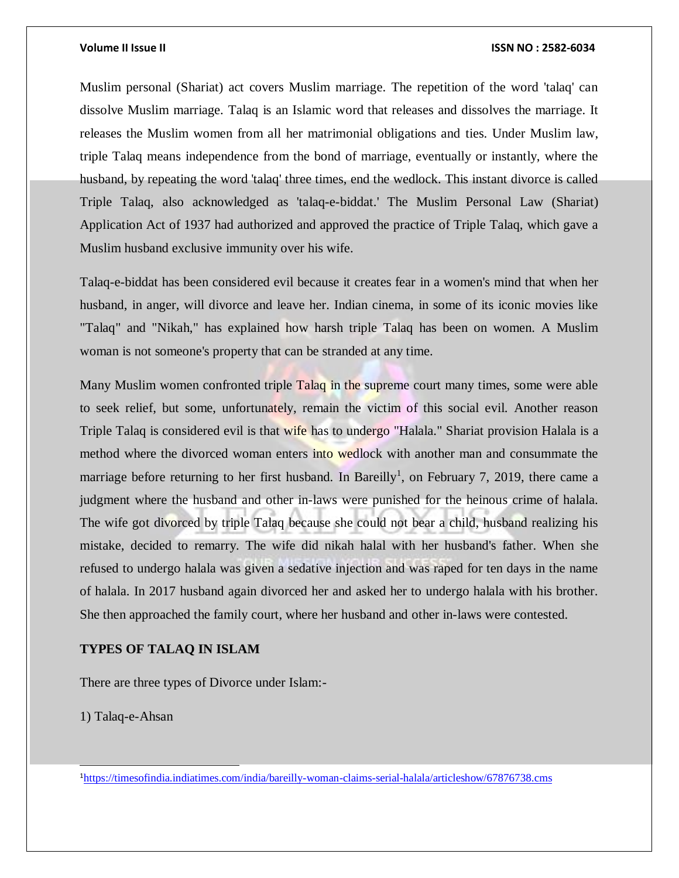Muslim personal (Shariat) act covers Muslim marriage. The repetition of the word 'talaq' can dissolve Muslim marriage. Talaq is an Islamic word that releases and dissolves the marriage. It releases the Muslim women from all her matrimonial obligations and ties. Under Muslim law, triple Talaq means independence from the bond of marriage, eventually or instantly, where the husband, by repeating the word 'talaq' three times, end the wedlock. This instant divorce is called Triple Talaq, also acknowledged as 'talaq-e-biddat.' The Muslim Personal Law (Shariat) Application Act of 1937 had authorized and approved the practice of Triple Talaq, which gave a Muslim husband exclusive immunity over his wife.

Talaq-e-biddat has been considered evil because it creates fear in a women's mind that when her husband, in anger, will divorce and leave her. Indian cinema, in some of its iconic movies like "Talaq" and "Nikah," has explained how harsh triple Talaq has been on women. A Muslim woman is not someone's property that can be stranded at any time.

Many Muslim women confronted triple Talaq in the supreme court many times, some were able to seek relief, but some, unfortunately, remain the victim of this social evil. Another reason Triple Talaq is considered evil is that wife has to undergo "Halala." Shariat provision Halala is a method where the divorced woman enters into wedlock with another man and consummate the marriage before returning to her first husband. In Bareilly[1], on February 7, 2019, there came a judgment where the husband and other in-laws were punished for the heinous crime of halala. The wife got divorced by triple Talaq because she could not bear a child, husband realizing his mistake, decided to remarry. The wife did nikah halal with her husband's father. When she refused to undergo halala was given a sedative injection and was raped for ten days in the name of halala. In 2017 husband again divorced her and asked her to undergo halala with his brother. She then approached the family court, where her husband and other in-laws were contested.

**TYPES OF TALAQ IN ISLAM**

There are three types of Divorce under Islam:-

1) Talaq-e-Ahsan

---

[1] https://timesofindia.indiatimes.com/india/bareilly-woman-claims-serial-halala/articleshow/67876738.cms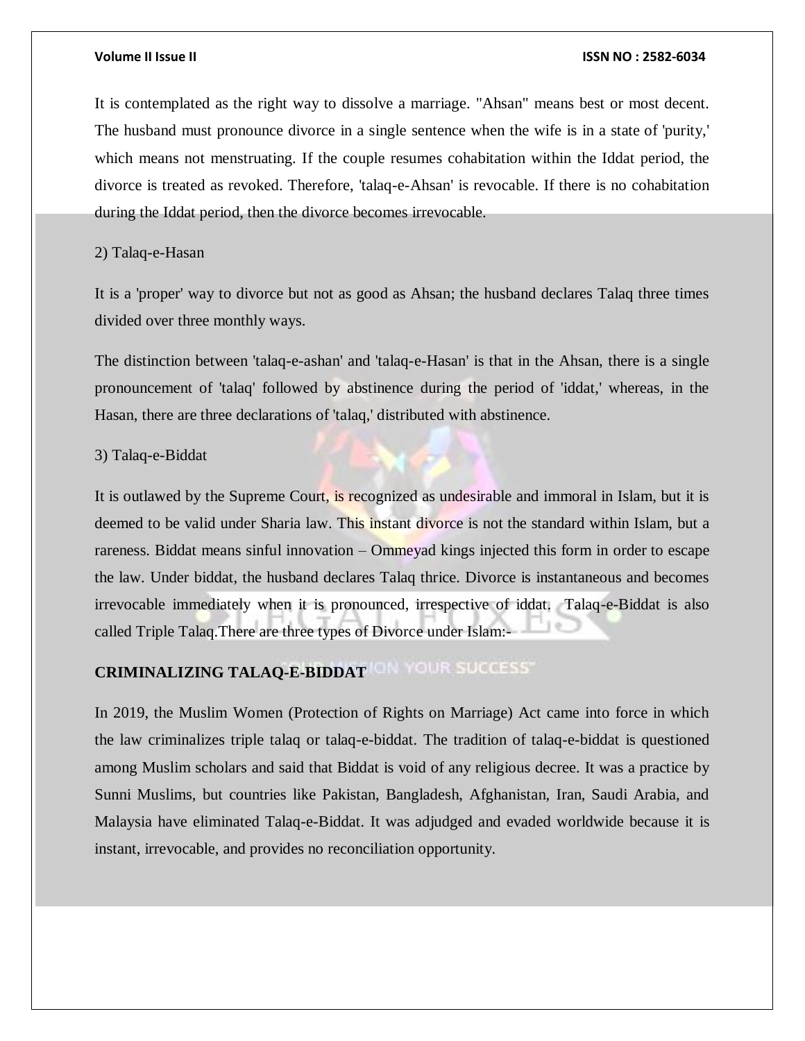It is contemplated as the right way to dissolve a marriage. "Ahsan" means best or most decent. The husband must pronounce divorce in a single sentence when the wife is in a state of 'purity,' which means not menstruating. If the couple resumes cohabitation within the Iddat period, the divorce is treated as revoked. Therefore, 'talaq-e-Ahsan' is revocable. If there is no cohabitation during the Iddat period, then the divorce becomes irrevocable.

2) Talaq-e-Hasan

It is a 'proper' way to divorce but not as good as Ahsan; the husband declares Talaq three times divided over three monthly ways.

The distinction between 'talaq-e-ashan' and 'talaq-e-Hasan' is that in the Ahsan, there is a single pronouncement of 'talaq' followed by abstinence during the period of 'iddat,' whereas, in the Hasan, there are three declarations of 'talaq,' distributed with abstinence.

3) Talaq-e-Biddat

It is outlawed by the Supreme Court, is recognized as undesirable and immoral in Islam, but it is deemed to be valid under Sharia law. This instant divorce is not the standard within Islam, but a rareness. Biddat means sinful innovation – Ommeyad kings injected this form in order to escape the law. Under biddat, the husband declares Talaq thrice. Divorce is instantaneous and becomes irrevocable immediately when it is pronounced, irrespective of iddat. Talaq-e-Biddat is also called Triple Talaq.There are three types of Divorce under Islam:-

**CRIMINALIZING TALAQ-E-BIDDAT**

In 2019, the Muslim Women (Protection of Rights on Marriage) Act came into force in which the law criminalizes triple talaq or talaq-e-biddat. The tradition of talaq-e-biddat is questioned among Muslim scholars and said that Biddat is void of any religious decree. It was a practice by Sunni Muslims, but countries like Pakistan, Bangladesh, Afghanistan, Iran, Saudi Arabia, and Malaysia have eliminated Talaq-e-Biddat. It was adjudged and evaded worldwide because it is instant, irrevocable, and provides no reconciliation opportunity.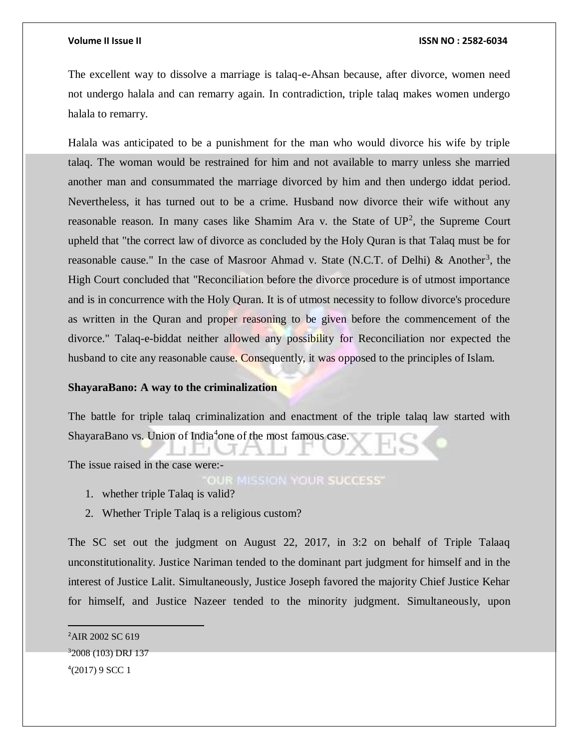The excellent way to dissolve a marriage is talaq-e-Ahsan because, after divorce, women need not undergo halala and can remarry again. In contradiction, triple talaq makes women undergo halala to remarry.

Halala was anticipated to be a punishment for the man who would divorce his wife by triple talaq. The woman would be restrained for him and not available to marry unless she married another man and consummated the marriage divorced by him and then undergo iddat period. Nevertheless, it has turned out to be a crime. Husband now divorce their wife without any reasonable reason. In many cases like Shamim Ara v. the State of UP[2], the Supreme Court upheld that "the correct law of divorce as concluded by the Holy Quran is that Talaq must be for reasonable cause." In the case of Masroor Ahmad v. State (N.C.T. of Delhi) & Another[3], the High Court concluded that "Reconciliation before the divorce procedure is of utmost importance and is in concurrence with the Holy Quran. It is of utmost necessity to follow divorce's procedure as written in the Quran and proper reasoning to be given before the commencement of the divorce." Talaq-e-biddat neither allowed any possibility for Reconciliation nor expected the husband to cite any reasonable cause. Consequently, it was opposed to the principles of Islam.

**ShayaraBano: A way to the criminalization**

The battle for triple talaq criminalization and enactment of the triple talaq law started with ShayaraBano vs. Union of India[4]one of the most famous case.

The issue raised in the case were:-

1. whether triple Talaq is valid?
2. Whether Triple Talaq is a religious custom?

The SC set out the judgment on August 22, 2017, in 3:2 on behalf of Triple Talaaq unconstitutionality. Justice Nariman tended to the dominant part judgment for himself and in the interest of Justice Lalit. Simultaneously, Justice Joseph favored the majority Chief Justice Kehar for himself, and Justice Nazeer tended to the minority judgment. Simultaneously, upon

---

[2]AIR 2002 SC 619

[3]2008 (103) DRJ 137

[4](2017) 9 SCC 1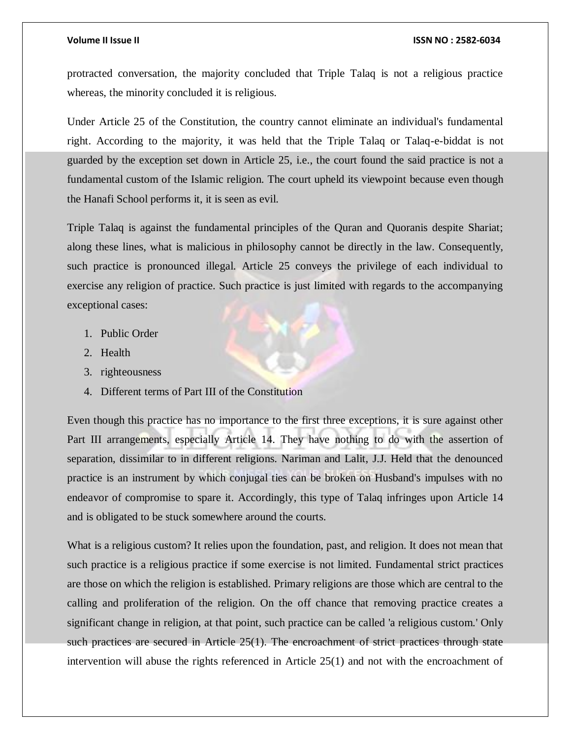protracted conversation, the majority concluded that Triple Talaq is not a religious practice whereas, the minority concluded it is religious.

Under Article 25 of the Constitution, the country cannot eliminate an individual's fundamental right. According to the majority, it was held that the Triple Talaq or Talaq-e-biddat is not guarded by the exception set down in Article 25, i.e., the court found the said practice is not a fundamental custom of the Islamic religion. The court upheld its viewpoint because even though the Hanafi School performs it, it is seen as evil.

Triple Talaq is against the fundamental principles of the Quran and Quoranis despite Shariat; along these lines, what is malicious in philosophy cannot be directly in the law. Consequently, such practice is pronounced illegal. Article 25 conveys the privilege of each individual to exercise any religion of practice. Such practice is just limited with regards to the accompanying exceptional cases:

1. Public Order
2. Health
3. righteousness
4. Different terms of Part III of the Constitution

Even though this practice has no importance to the first three exceptions, it is sure against other Part III arrangements, especially Article 14. They have nothing to do with the assertion of separation, dissimilar to in different religions. Nariman and Lalit, J.J. Held that the denounced practice is an instrument by which conjugal ties can be broken on Husband's impulses with no endeavor of compromise to spare it. Accordingly, this type of Talaq infringes upon Article 14 and is obligated to be stuck somewhere around the courts.

What is a religious custom? It relies upon the foundation, past, and religion. It does not mean that such practice is a religious practice if some exercise is not limited. Fundamental strict practices are those on which the religion is established. Primary religions are those which are central to the calling and proliferation of the religion. On the off chance that removing practice creates a significant change in religion, at that point, such practice can be called 'a religious custom.' Only such practices are secured in Article 25(1). The encroachment of strict practices through state intervention will abuse the rights referenced in Article 25(1) and not with the encroachment of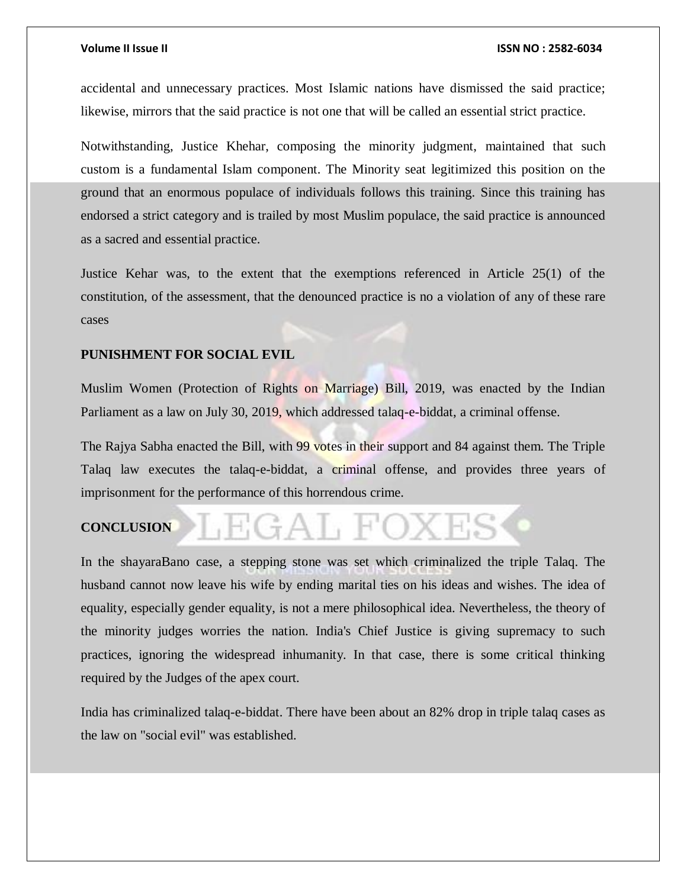accidental and unnecessary practices. Most Islamic nations have dismissed the said practice; likewise, mirrors that the said practice is not one that will be called an essential strict practice.

Notwithstanding, Justice Khehar, composing the minority judgment, maintained that such custom is a fundamental Islam component. The Minority seat legitimized this position on the ground that an enormous populace of individuals follows this training. Since this training has endorsed a strict category and is trailed by most Muslim populace, the said practice is announced as a sacred and essential practice.

Justice Kehar was, to the extent that the exemptions referenced in Article 25(1) of the constitution, of the assessment, that the denounced practice is no a violation of any of these rare cases

**PUNISHMENT FOR SOCIAL EVIL**

Muslim Women (Protection of Rights on Marriage) Bill, 2019, was enacted by the Indian Parliament as a law on July 30, 2019, which addressed talaq-e-biddat, a criminal offense.

The Rajya Sabha enacted the Bill, with 99 votes in their support and 84 against them. The Triple Talaq law executes the talaq-e-biddat, a criminal offense, and provides three years of imprisonment for the performance of this horrendous crime.

**CONCLUSION**

In the shayaraBano case, a stepping stone was set which criminalized the triple Talaq. The husband cannot now leave his wife by ending marital ties on his ideas and wishes. The idea of equality, especially gender equality, is not a mere philosophical idea. Nevertheless, the theory of the minority judges worries the nation. India's Chief Justice is giving supremacy to such practices, ignoring the widespread inhumanity. In that case, there is some critical thinking required by the Judges of the apex court.

India has criminalized talaq-e-biddat. There have been about an 82% drop in triple talaq cases as the law on "social evil" was established.